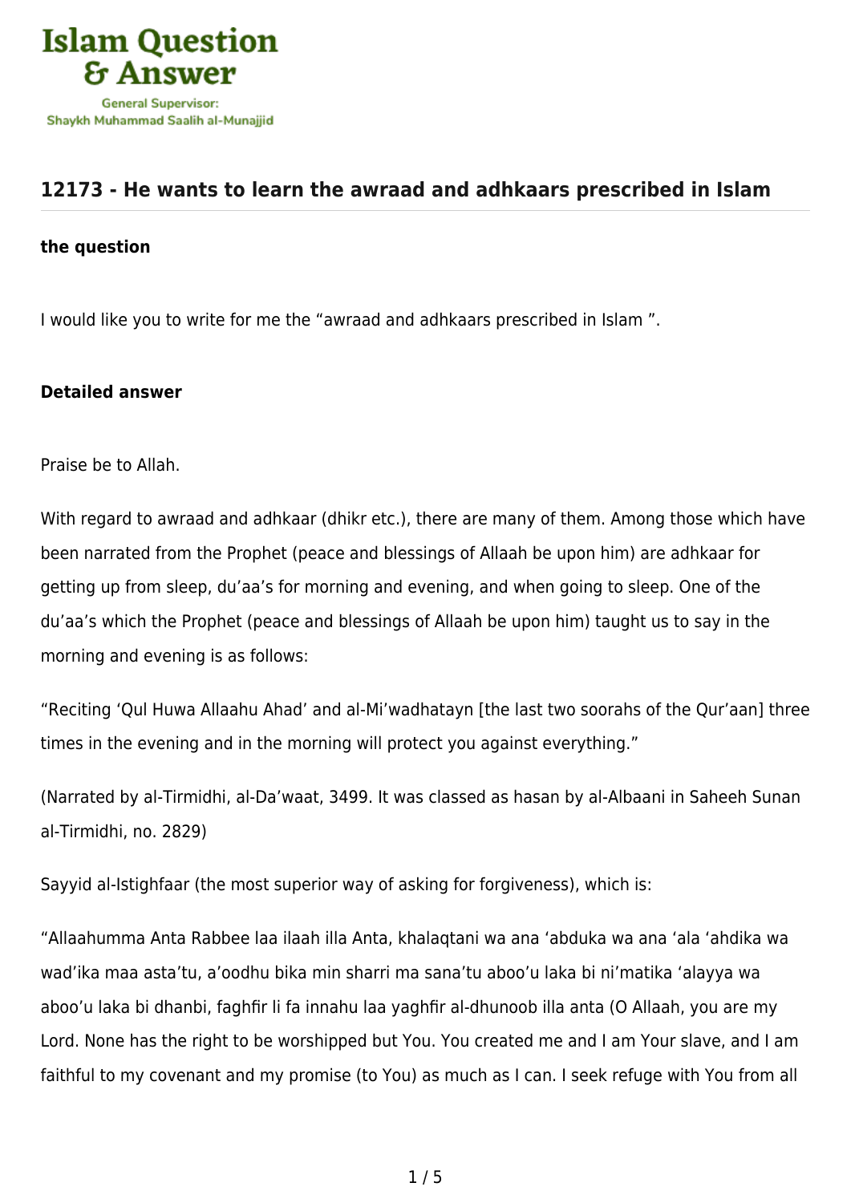# Islam Question & Answer

General Supervisor: Shaykh Muhammad Saalih al-Munajjid

## 12173 - He wants to learn the awraad and adhkaars prescribed in Islam

**the question**

I would like you to write for me the "awraad and adhkaars prescribed in Islam ".

**Detailed answer**

Praise be to Allah.

With regard to awraad and adhkaar (dhikr etc.), there are many of them. Among those which have been narrated from the Prophet (peace and blessings of Allaah be upon him) are adhkaar for getting up from sleep, du'aa's for morning and evening, and when going to sleep. One of the du'aa's which the Prophet (peace and blessings of Allaah be upon him) taught us to say in the morning and evening is as follows:

"Reciting 'Qul Huwa Allaahu Ahad' and al-Mi'wadhatayn [the last two soorahs of the Qur'aan] three times in the evening and in the morning will protect you against everything."

(Narrated by al-Tirmidhi, al-Da'waat, 3499. It was classed as hasan by al-Albaani in Saheeh Sunan al-Tirmidhi, no. 2829)

Sayyid al-Istighfaar (the most superior way of asking for forgiveness), which is:

"Allaahumma Anta Rabbee laa ilaah illa Anta, khalaqtani wa ana 'abduka wa ana 'ala 'ahdika wa wad'ika maa asta'tu, a'oodhu bika min sharri ma sana'tu aboo'u laka bi ni'matika 'alayya wa aboo'u laka bi dhanbi, faghfir li fa innahu laa yaghfir al-dhunoob illa anta (O Allaah, you are my Lord. None has the right to be worshipped but You. You created me and I am Your slave, and I am faithful to my covenant and my promise (to You) as much as I can. I seek refuge with You from all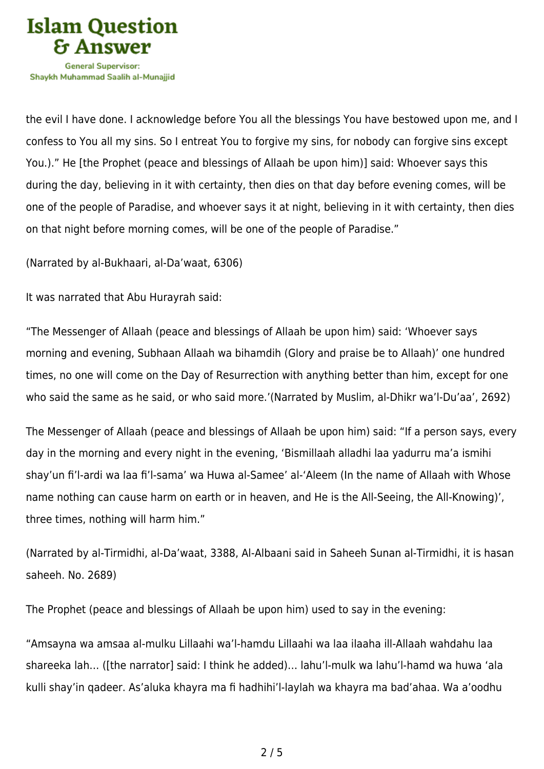the evil I have done. I acknowledge before You all the blessings You have bestowed upon me, and I confess to You all my sins. So I entreat You to forgive my sins, for nobody can forgive sins except You.).” He [the Prophet (peace and blessings of Allaah be upon him)] said: Whoever says this during the day, believing in it with certainty, then dies on that day before evening comes, will be one of the people of Paradise, and whoever says it at night, believing in it with certainty, then dies on that night before morning comes, will be one of the people of Paradise.”

(Narrated by al-Bukhaari, al-Da’waat, 6306)

It was narrated that Abu Hurayrah said:

“The Messenger of Allaah (peace and blessings of Allaah be upon him) said: ‘Whoever says morning and evening, Subhaan Allaah wa bihamdih (Glory and praise be to Allaah)’ one hundred times, no one will come on the Day of Resurrection with anything better than him, except for one who said the same as he said, or who said more.’(Narrated by Muslim, al-Dhikr wa’l-Du’aa’, 2692)

The Messenger of Allaah (peace and blessings of Allaah be upon him) said: “If a person says, every day in the morning and every night in the evening, ‘Bismillaah alladhi laa yadurru ma’a ismihi shay’un fi’l-ardi wa laa fi’l-sama’ wa Huwa al-Samee’ al-‘Aleem (In the name of Allaah with Whose name nothing can cause harm on earth or in heaven, and He is the All-Seeing, the All-Knowing)’, three times, nothing will harm him.”

(Narrated by al-Tirmidhi, al-Da’waat, 3388, Al-Albaani said in Saheeh Sunan al-Tirmidhi, it is hasan saheeh. No. 2689)

The Prophet (peace and blessings of Allaah be upon him) used to say in the evening:

“Amsayna wa amsaa al-mulku Lillaahi wa’l-hamdu Lillaahi wa laa ilaaha ill-Allaah wahdahu laa shareeka lah… ([the narrator] said: I think he added)… lahu’l-mulk wa lahu’l-hamd wa huwa ‘ala kulli shay’in qadeer. As’aluka khayra ma fi hadhihi’l-laylah wa khayra ma bad’ahaa. Wa a’oodhu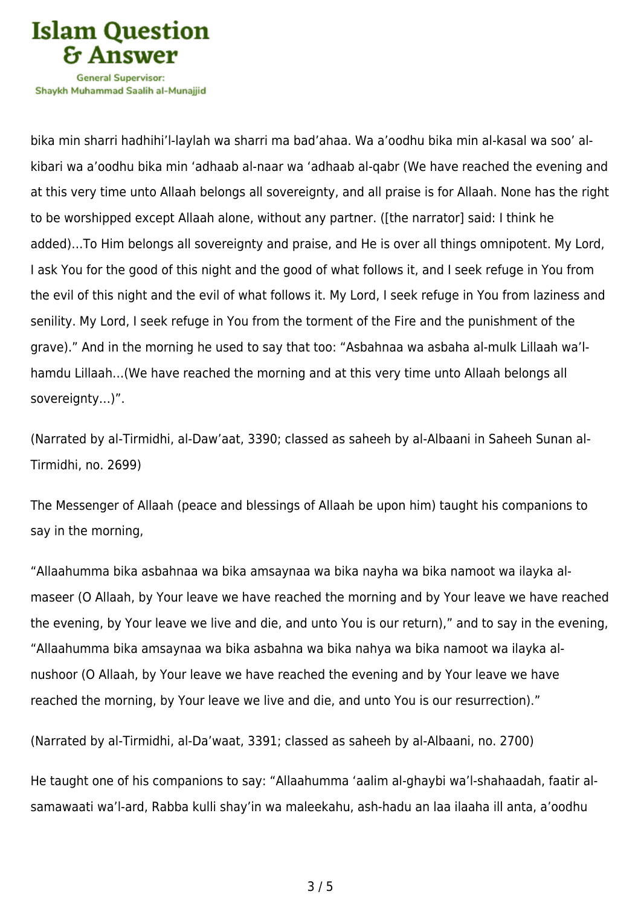bika min sharri hadhihi'l-laylah wa sharri ma bad'ahaa. Wa a'oodhu bika min al-kasal wa soo' al-kibari wa a'oodhu bika min 'adhaab al-naar wa 'adhaab al-qabr (We have reached the evening and at this very time unto Allaah belongs all sovereignty, and all praise is for Allaah. None has the right to be worshipped except Allaah alone, without any partner. ([the narrator] said: I think he added)…To Him belongs all sovereignty and praise, and He is over all things omnipotent. My Lord, I ask You for the good of this night and the good of what follows it, and I seek refuge in You from the evil of this night and the evil of what follows it. My Lord, I seek refuge in You from laziness and senility. My Lord, I seek refuge in You from the torment of the Fire and the punishment of the grave)." And in the morning he used to say that too: "Asbahnaa wa asbaha al-mulk Lillaah wa'l-hamdu Lillaah…(We have reached the morning and at this very time unto Allaah belongs all sovereignty…)".

(Narrated by al-Tirmidhi, al-Daw'aat, 3390; classed as saheeh by al-Albaani in Saheeh Sunan al-Tirmidhi, no. 2699)

The Messenger of Allaah (peace and blessings of Allaah be upon him) taught his companions to say in the morning,

"Allaahumma bika asbahnaa wa bika amsaynaa wa bika nayha wa bika namoot wa ilayka al-maseer (O Allaah, by Your leave we have reached the morning and by Your leave we have reached the evening, by Your leave we live and die, and unto You is our return)," and to say in the evening, "Allaahumma bika amsaynaa wa bika asbahna wa bika nahya wa bika namoot wa ilayka al-nushoor (O Allaah, by Your leave we have reached the evening and by Your leave we have reached the morning, by Your leave we live and die, and unto You is our resurrection)."

(Narrated by al-Tirmidhi, al-Da'waat, 3391; classed as saheeh by al-Albaani, no. 2700)

He taught one of his companions to say: "Allaahumma 'aalim al-ghaybi wa'l-shahaadah, faatir al-samawaati wa'l-ard, Rabba kulli shay'in wa maleekahu, ash-hadu an laa ilaaha ill anta, a'oodhu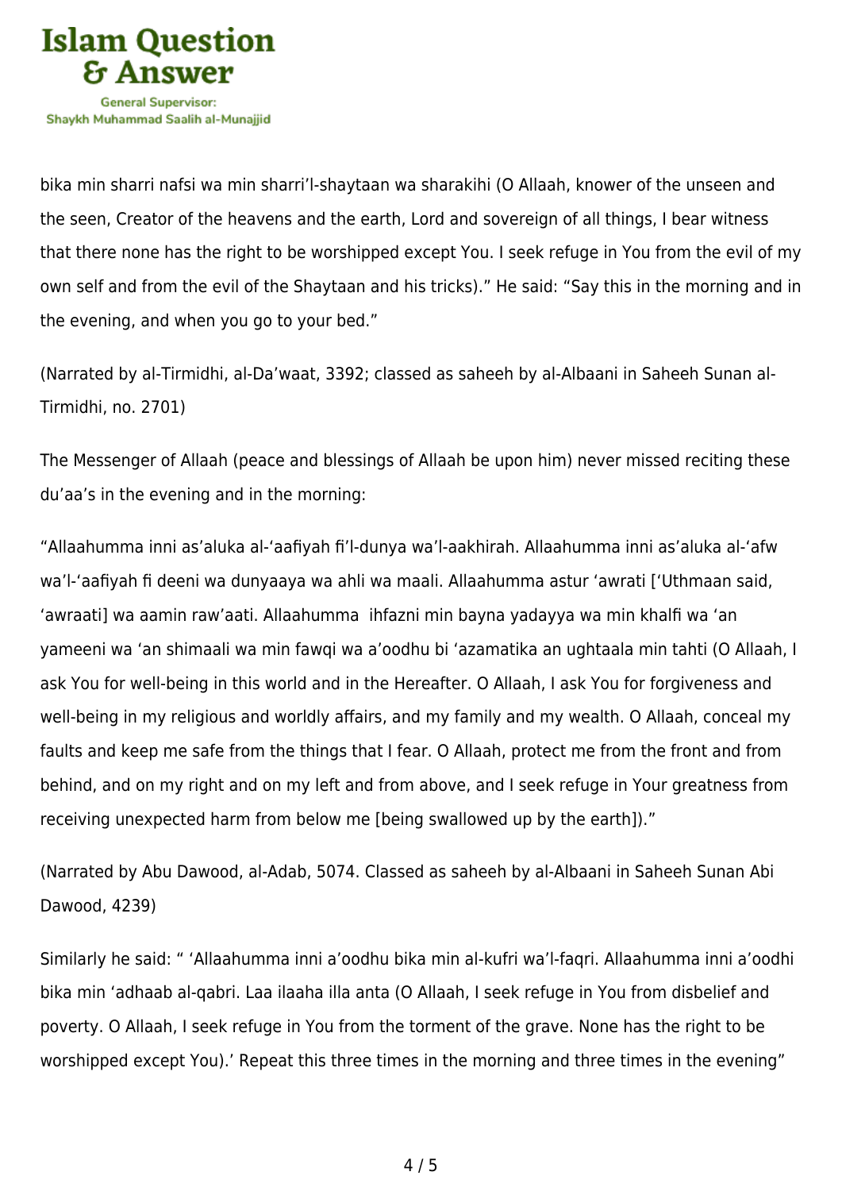bika min sharri nafsi wa min sharri'l-shaytaan wa sharakihi (O Allaah, knower of the unseen and the seen, Creator of the heavens and the earth, Lord and sovereign of all things, I bear witness that there none has the right to be worshipped except You. I seek refuge in You from the evil of my own self and from the evil of the Shaytaan and his tricks)." He said: "Say this in the morning and in the evening, and when you go to your bed."

(Narrated by al-Tirmidhi, al-Da'waat, 3392; classed as saheeh by al-Albaani in Saheeh Sunan al-Tirmidhi, no. 2701)

The Messenger of Allaah (peace and blessings of Allaah be upon him) never missed reciting these du'aa's in the evening and in the morning:

"Allaahumma inni as'aluka al-'aafiyah fi'l-dunya wa'l-aakhirah. Allaahumma inni as'aluka al-'afw wa'l-'aafiyah fi deeni wa dunyaaya wa ahli wa maali. Allaahumma astur 'awrati ['Uthmaan said, 'awraati] wa aamin raw'aati. Allaahumma ihfazni min bayna yadayya wa min khalfi wa 'an yameeni wa 'an shimaali wa min fawqi wa a'oodhu bi 'azamatika an ughtaala min tahti (O Allaah, I ask You for well-being in this world and in the Hereafter. O Allaah, I ask You for forgiveness and well-being in my religious and worldly affairs, and my family and my wealth. O Allaah, conceal my faults and keep me safe from the things that I fear. O Allaah, protect me from the front and from behind, and on my right and on my left and from above, and I seek refuge in Your greatness from receiving unexpected harm from below me [being swallowed up by the earth])."

(Narrated by Abu Dawood, al-Adab, 5074. Classed as saheeh by al-Albaani in Saheeh Sunan Abi Dawood, 4239)

Similarly he said: " 'Allaahumma inni a'oodhu bika min al-kufri wa'l-faqri. Allaahumma inni a'oodhi bika min 'adhaab al-qabri. Laa ilaaha illa anta (O Allaah, I seek refuge in You from disbelief and poverty. O Allaah, I seek refuge in You from the torment of the grave. None has the right to be worshipped except You).' Repeat this three times in the morning and three times in the evening"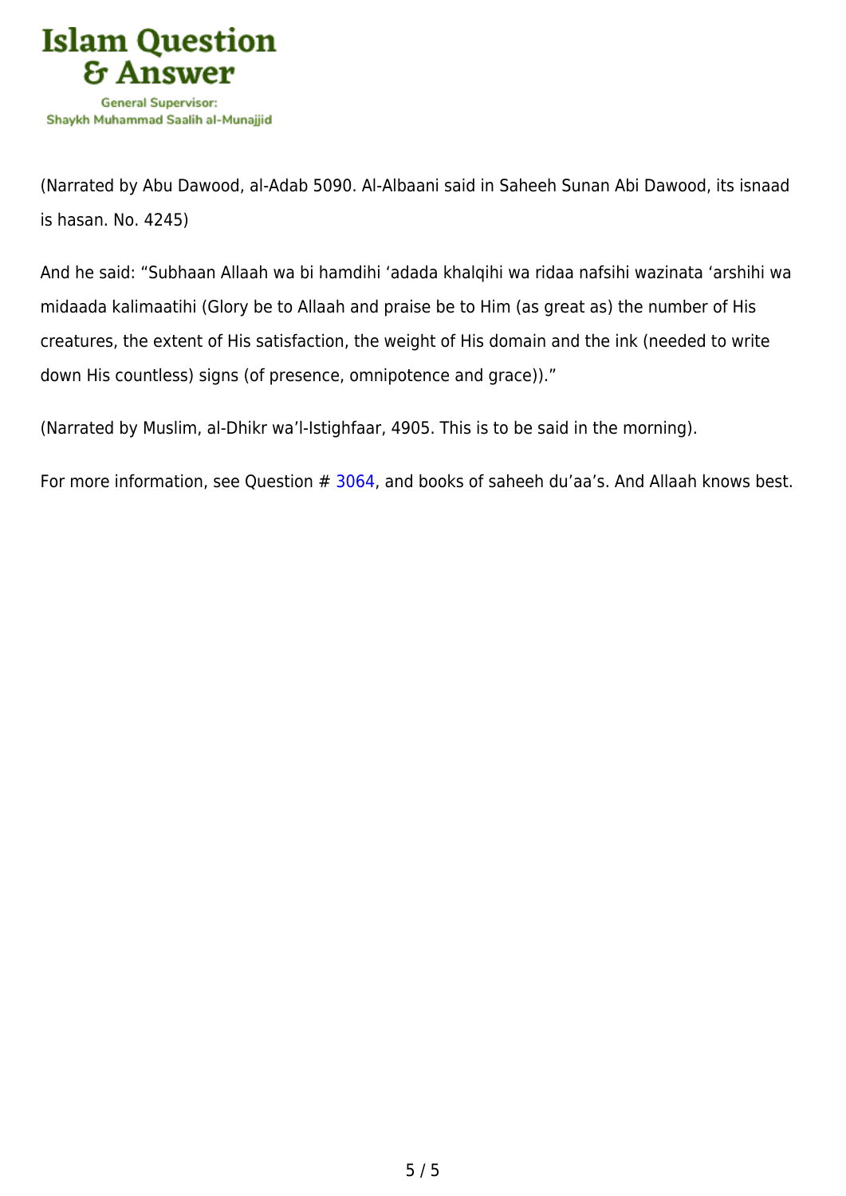(Narrated by Abu Dawood, al-Adab 5090. Al-Albaani said in Saheeh Sunan Abi Dawood, its isnaad is hasan. No. 4245)

And he said: "Subhaan Allaah wa bi hamdihi 'adada khalqihi wa ridaa nafsihi wazinata 'arshihi wa midaada kalimaatihi (Glory be to Allaah and praise be to Him (as great as) the number of His creatures, the extent of His satisfaction, the weight of His domain and the ink (needed to write down His countless) signs (of presence, omnipotence and grace))."

(Narrated by Muslim, al-Dhikr wa'l-Istighfaar, 4905. This is to be said in the morning).

For more information, see Question # 3064, and books of saheeh du'aa's. And Allaah knows best.